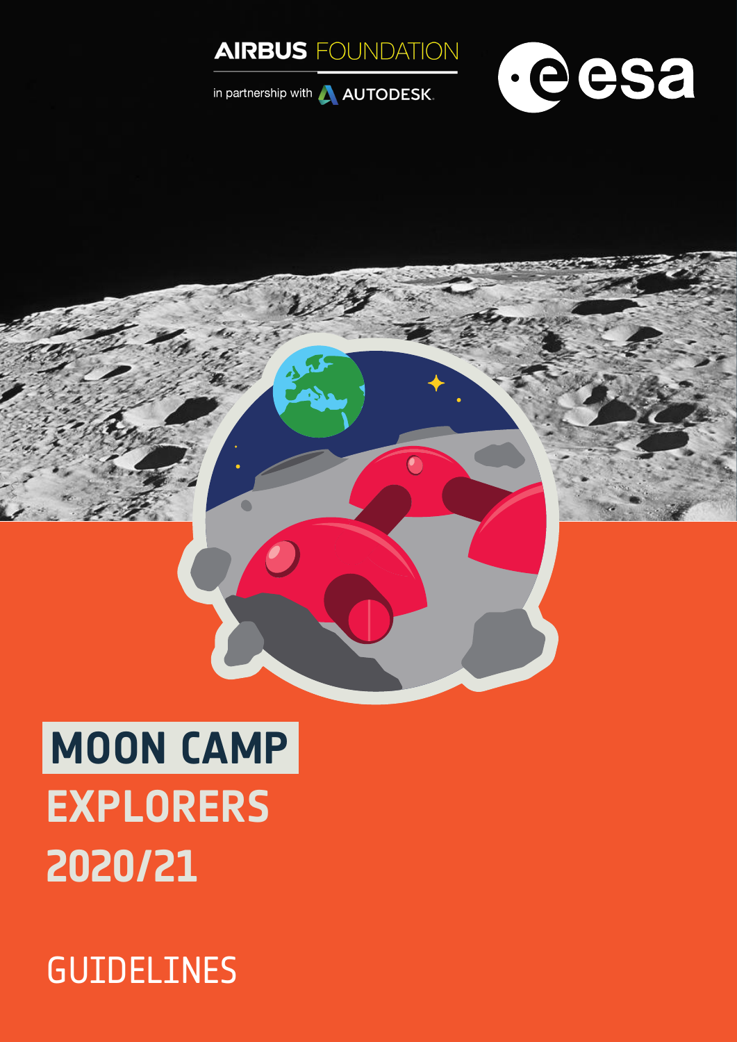AIRBUS FOUNDATION

in partnership with AUTODESK

esa

# MOON CAMP EXPLORERS 2020/21

## GUIDELINES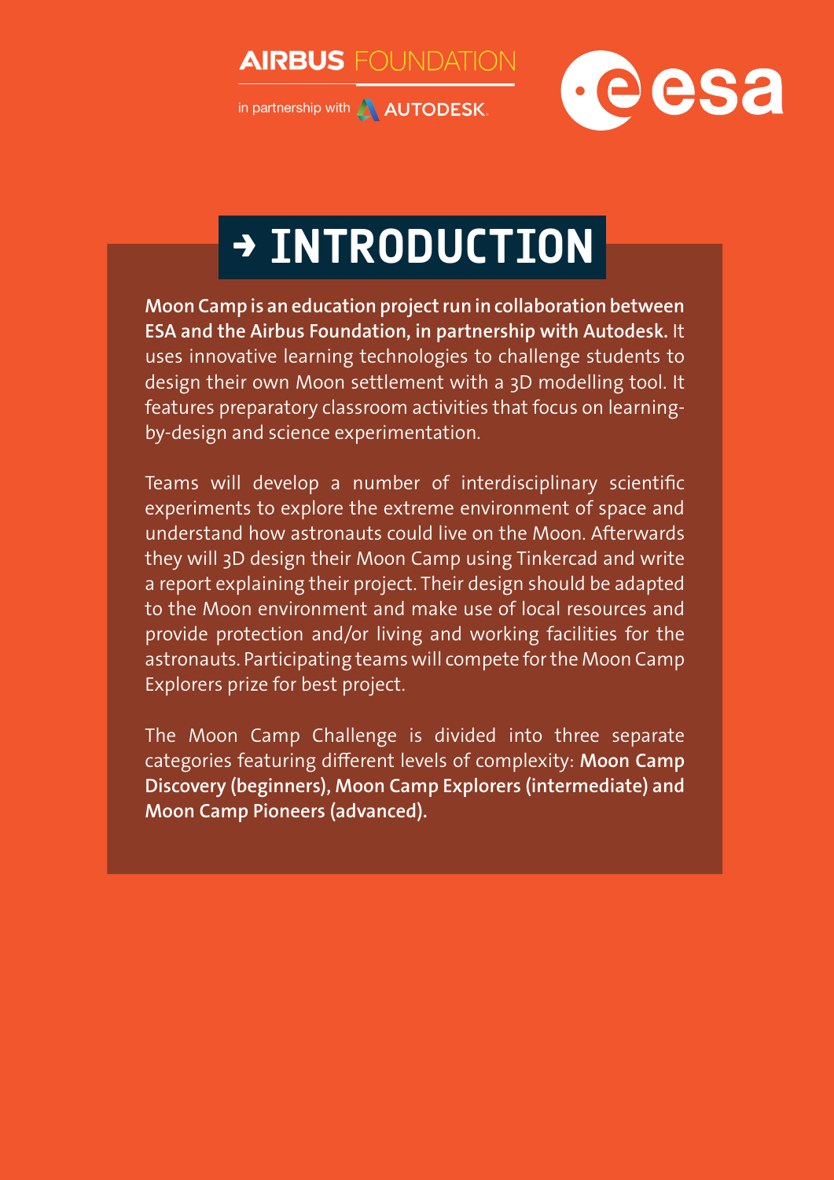# → INTRODUCTION

**Moon Camp is an education project run in collaboration between ESA and the Airbus Foundation, in partnership with Autodesk.** It uses innovative learning technologies to challenge students to design their own Moon settlement with a 3D modelling tool. It features preparatory classroom activities that focus on learning-by-design and science experimentation.

Teams will develop a number of interdisciplinary scientific experiments to explore the extreme environment of space and understand how astronauts could live on the Moon. Afterwards they will 3D design their Moon Camp using Tinkercad and write a report explaining their project. Their design should be adapted to the Moon environment and make use of local resources and provide protection and/or living and working facilities for the astronauts. Participating teams will compete for the Moon Camp Explorers prize for best project.

The Moon Camp Challenge is divided into three separate categories featuring different levels of complexity: **Moon Camp Discovery (beginners), Moon Camp Explorers (intermediate) and Moon Camp Pioneers (advanced).**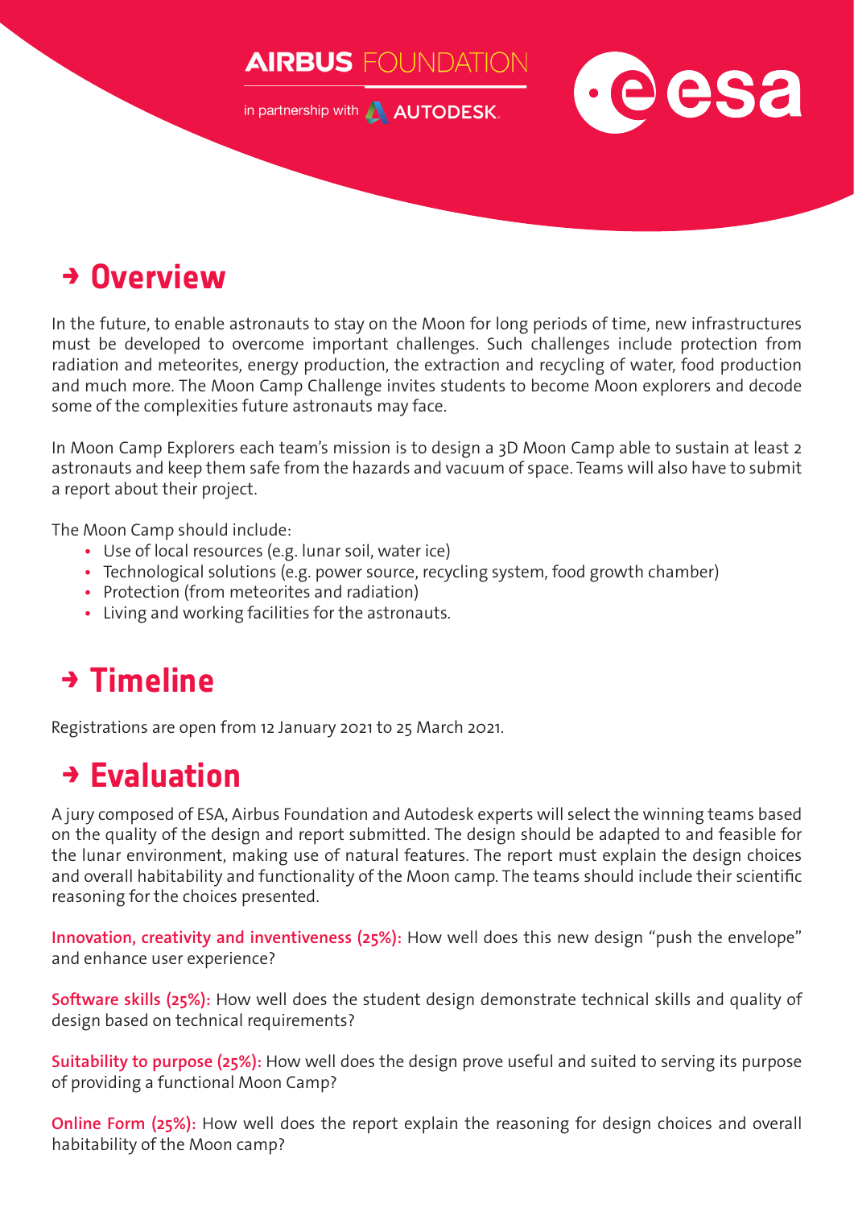AIRBUS FOUNDATION

in partnership with AUTODESK

esa

## → Overview

In the future, to enable astronauts to stay on the Moon for long periods of time, new infrastructures must be developed to overcome important challenges. Such challenges include protection from radiation and meteorites, energy production, the extraction and recycling of water, food production and much more. The Moon Camp Challenge invites students to become Moon explorers and decode some of the complexities future astronauts may face.

In Moon Camp Explorers each team's mission is to design a 3D Moon Camp able to sustain at least 2 astronauts and keep them safe from the hazards and vacuum of space. Teams will also have to submit a report about their project.

The Moon Camp should include:

- Use of local resources (e.g. lunar soil, water ice)
- Technological solutions (e.g. power source, recycling system, food growth chamber)
- Protection (from meteorites and radiation)
- Living and working facilities for the astronauts.

## → Timeline

Registrations are open from 12 January 2021 to 25 March 2021.

## → Evaluation

A jury composed of ESA, Airbus Foundation and Autodesk experts will select the winning teams based on the quality of the design and report submitted. The design should be adapted to and feasible for the lunar environment, making use of natural features. The report must explain the design choices and overall habitability and functionality of the Moon camp. The teams should include their scientific reasoning for the choices presented.

**Innovation, creativity and inventiveness (25%):** How well does this new design "push the envelope" and enhance user experience?

**Software skills (25%):** How well does the student design demonstrate technical skills and quality of design based on technical requirements?

**Suitability to purpose (25%):** How well does the design prove useful and suited to serving its purpose of providing a functional Moon Camp?

**Online Form (25%):** How well does the report explain the reasoning for design choices and overall habitability of the Moon camp?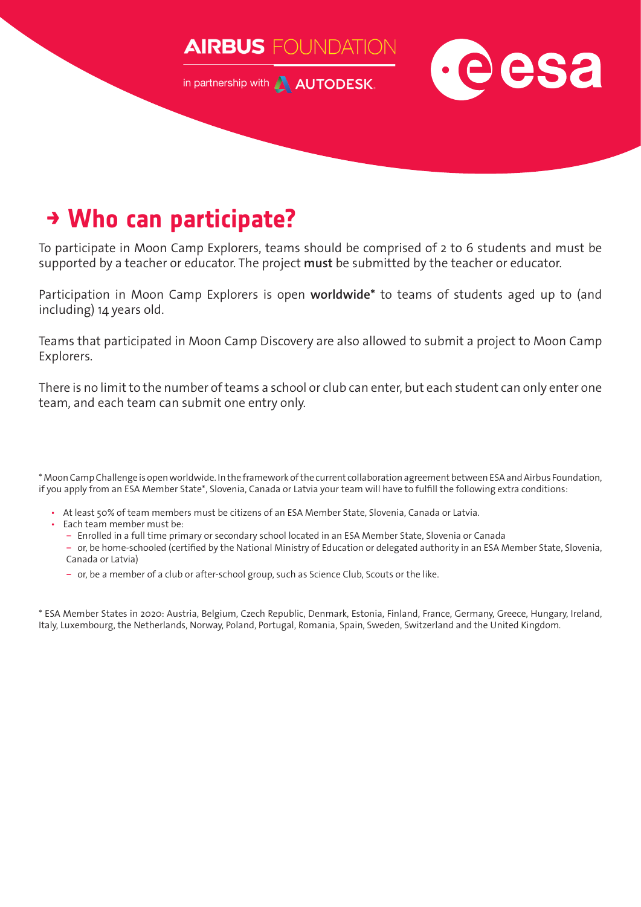# → Who can participate?

To participate in Moon Camp Explorers, teams should be comprised of 2 to 6 students and must be supported by a teacher or educator. The project **must** be submitted by the teacher or educator.

Participation in Moon Camp Explorers is open **worldwide*** to teams of students aged up to (and including) 14 years old.

Teams that participated in Moon Camp Discovery are also allowed to submit a project to Moon Camp Explorers.

There is no limit to the number of teams a school or club can enter, but each student can only enter one team, and each team can submit one entry only.

* Moon Camp Challenge is open worldwide. In the framework of the current collaboration agreement between ESA and Airbus Foundation, if you apply from an ESA Member State*, Slovenia, Canada or Latvia your team will have to fulfill the following extra conditions:

- At least 50% of team members must be citizens of an ESA Member State, Slovenia, Canada or Latvia.
- Each team member must be:
  - Enrolled in a full time primary or secondary school located in an ESA Member State, Slovenia or Canada
  - or, be home-schooled (certified by the National Ministry of Education or delegated authority in an ESA Member State, Slovenia, Canada or Latvia)
  - or, be a member of a club or after-school group, such as Science Club, Scouts or the like.

* ESA Member States in 2020: Austria, Belgium, Czech Republic, Denmark, Estonia, Finland, France, Germany, Greece, Hungary, Ireland, Italy, Luxembourg, the Netherlands, Norway, Poland, Portugal, Romania, Spain, Sweden, Switzerland and the United Kingdom.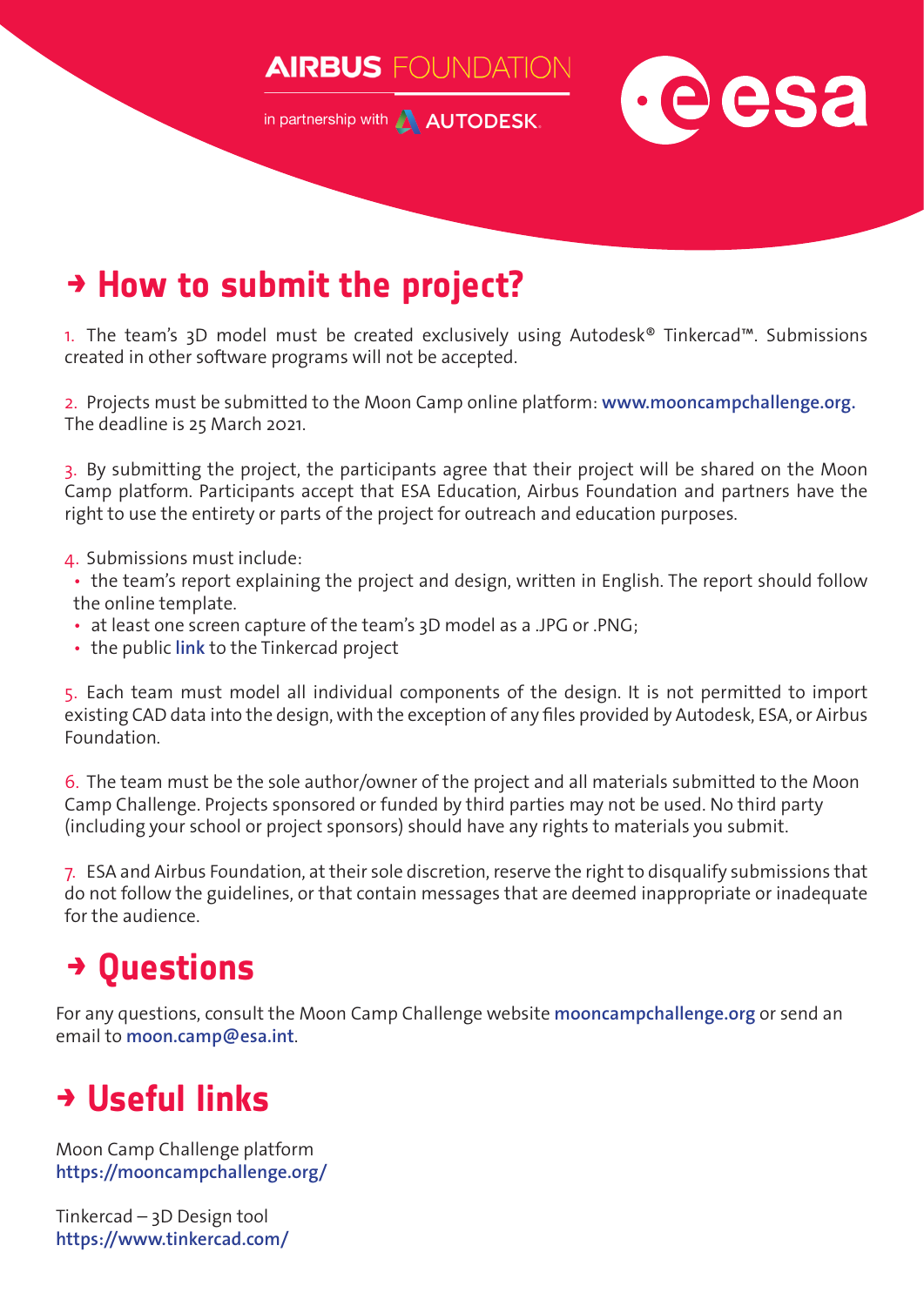## → How to submit the project?

1. The team's 3D model must be created exclusively using Autodesk® Tinkercad™. Submissions created in other software programs will not be accepted.

2. Projects must be submitted to the Moon Camp online platform: **www.mooncampchallenge.org.** The deadline is 25 March 2021.

3. By submitting the project, the participants agree that their project will be shared on the Moon Camp platform. Participants accept that ESA Education, Airbus Foundation and partners have the right to use the entirety or parts of the project for outreach and education purposes.

4. Submissions must include:
   - the team's report explaining the project and design, written in English. The report should follow the online template.
   - at least one screen capture of the team's 3D model as a .JPG or .PNG;
   - the public **link** to the Tinkercad project

5. Each team must model all individual components of the design. It is not permitted to import existing CAD data into the design, with the exception of any files provided by Autodesk, ESA, or Airbus Foundation.

6. The team must be the sole author/owner of the project and all materials submitted to the Moon Camp Challenge. Projects sponsored or funded by third parties may not be used. No third party (including your school or project sponsors) should have any rights to materials you submit.

7. ESA and Airbus Foundation, at their sole discretion, reserve the right to disqualify submissions that do not follow the guidelines, or that contain messages that are deemed inappropriate or inadequate for the audience.

## → Questions

For any questions, consult the Moon Camp Challenge website **mooncampchallenge.org** or send an email to **moon.camp@esa.int**.

## → Useful links

Moon Camp Challenge platform
**https://mooncampchallenge.org/**

Tinkercad – 3D Design tool
**https://www.tinkercad.com/**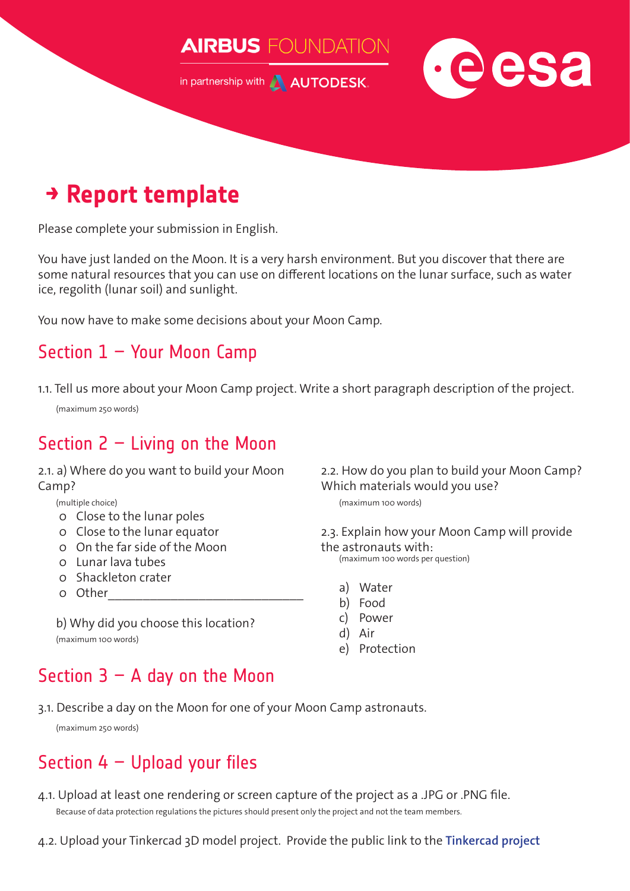AIRBUS FOUNDATION

in partnership with AUTODESK

esa

# → Report template

Please complete your submission in English.

You have just landed on the Moon. It is a very harsh environment. But you discover that there are some natural resources that you can use on different locations on the lunar surface, such as water ice, regolith (lunar soil) and sunlight.

You now have to make some decisions about your Moon Camp.

## Section 1 – Your Moon Camp

1.1. Tell us more about your Moon Camp project. Write a short paragraph description of the project.

(maximum 250 words)

## Section 2 – Living on the Moon

2.1. a) Where do you want to build your Moon Camp?

(multiple choice)

- o Close to the lunar poles
- o Close to the lunar equator
- o On the far side of the Moon
- o Lunar lava tubes
- o Shackleton crater
- o Other______________________________

b) Why did you choose this location?

(maximum 100 words)

2.2. How do you plan to build your Moon Camp? Which materials would you use?

(maximum 100 words)

2.3. Explain how your Moon Camp will provide the astronauts with:

(maximum 100 words per question)

a) Water
b) Food
c) Power
d) Air
e) Protection

## Section 3 – A day on the Moon

3.1. Describe a day on the Moon for one of your Moon Camp astronauts.

(maximum 250 words)

## Section 4 – Upload your files

4.1. Upload at least one rendering or screen capture of the project as a .JPG or .PNG file.

Because of data protection regulations the pictures should present only the project and not the team members.

4.2. Upload your Tinkercad 3D model project. Provide the public link to the **Tinkercad project**